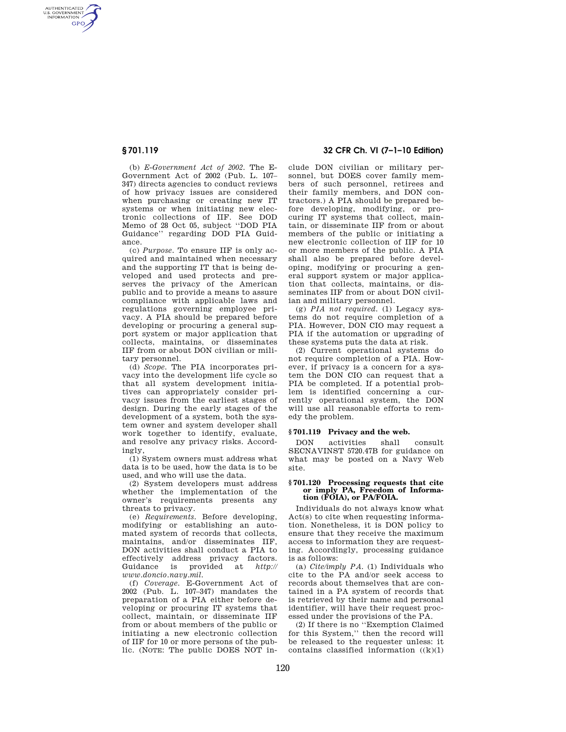(b) *E-Government Act of 2002.* The E-Government Act of 2002 (Pub. L. 107–347) directs agencies to conduct reviews of how privacy issues are considered when purchasing or creating new IT systems or when initiating new electronic collections of IIF. See DOD Memo of 28 Oct 05, subject ''DOD PIA Guidance'' regarding DOD PIA Guidance.

(c) *Purpose.* To ensure IIF is only acquired and maintained when necessary and the supporting IT that is being developed and used protects and preserves the privacy of the American public and to provide a means to assure compliance with applicable laws and regulations governing employee privacy. A PIA should be prepared before developing or procuring a general support system or major application that collects, maintains, or disseminates IIF from or about DON civilian or military personnel.

(d) *Scope.* The PIA incorporates privacy into the development life cycle so that all system development initiatives can appropriately consider privacy issues from the earliest stages of design. During the early stages of the development of a system, both the system owner and system developer shall work together to identify, evaluate, and resolve any privacy risks. Accordingly,

(1) System owners must address what data is to be used, how the data is to be used, and who will use the data.

(2) System developers must address whether the implementation of the owner's requirements presents any threats to privacy.

(e) *Requirements.* Before developing, modifying or establishing an automated system of records that collects, maintains, and/or disseminates IIF, DON activities shall conduct a PIA to effectively address privacy factors. Guidance is provided at *http://www.doncio.navy.mil.*

(f) *Coverage.* E-Government Act of 2002 (Pub. L. 107–347) mandates the preparation of a PIA either before developing or procuring IT systems that collect, maintain, or disseminate IIF from or about members of the public or initiating a new electronic collection of IIF for 10 or more persons of the public. (NOTE: The public DOES NOT include DON civilian or military personnel, but DOES cover family members of such personnel, retirees and their family members, and DON contractors.) A PIA should be prepared before developing, modifying, or procuring IT systems that collect, maintain, or disseminate IIF from or about members of the public or initiating a new electronic collection of IIF for 10 or more members of the public. A PIA shall also be prepared before developing, modifying or procuring a general support system or major application that collects, maintains, or disseminates IIF from or about DON civilian and military personnel.

(g) *PIA not required.* (1) Legacy systems do not require completion of a PIA. However, DON CIO may request a PIA if the automation or upgrading of these systems puts the data at risk.

(2) Current operational systems do not require completion of a PIA. However, if privacy is a concern for a system the DON CIO can request that a PIA be completed. If a potential problem is identified concerning a currently operational system, the DON will use all reasonable efforts to remedy the problem.

## § 701.119 Privacy and the web.

DON activities shall consult SECNAVINST 5720.47B for guidance on what may be posted on a Navy Web site.

## § 701.120 Processing requests that cite or imply PA, Freedom of Information (FOIA), or PA/FOIA.

Individuals do not always know what Act(s) to cite when requesting information. Nonetheless, it is DON policy to ensure that they receive the maximum access to information they are requesting. Accordingly, processing guidance is as follows:

(a) *Cite/imply PA.* (1) Individuals who cite to the PA and/or seek access to records about themselves that are contained in a PA system of records that is retrieved by their name and personal identifier, will have their request processed under the provisions of the PA.

(2) If there is no ''Exemption Claimed for this System,'' then the record will be released to the requester unless: it contains classified information ((k)(1)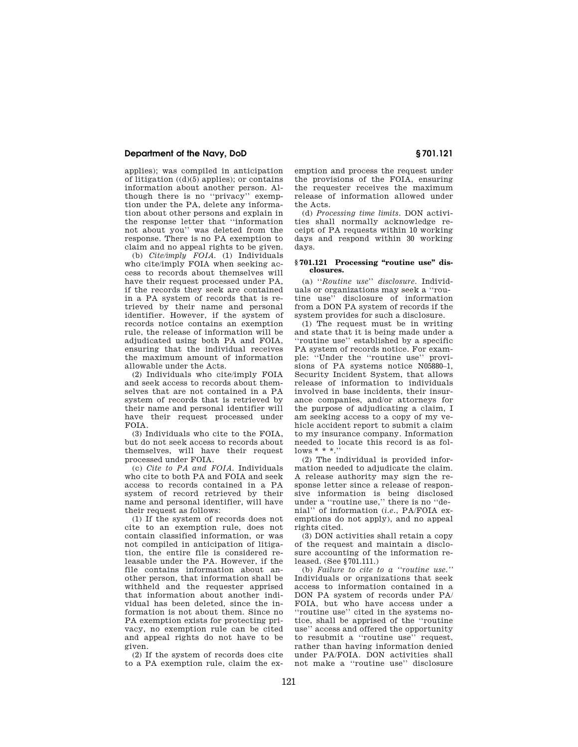applies); was compiled in anticipation of litigation ((d)(5) applies); or contains information about another person. Although there is no ''privacy'' exemption under the PA, delete any information about other persons and explain in the response letter that ''information not about you'' was deleted from the response. There is no PA exemption to claim and no appeal rights to be given.

(b) *Cite/imply FOIA.* (1) Individuals who cite/imply FOIA when seeking access to records about themselves will have their request processed under PA, if the records they seek are contained in a PA system of records that is retrieved by their name and personal identifier. However, if the system of records notice contains an exemption rule, the release of information will be adjudicated using both PA and FOIA, ensuring that the individual receives the maximum amount of information allowable under the Acts.

(2) Individuals who cite/imply FOIA and seek access to records about themselves that are not contained in a PA system of records that is retrieved by their name and personal identifier will have their request processed under FOIA.

(3) Individuals who cite to the FOIA, but do not seek access to records about themselves, will have their request processed under FOIA.

(c) *Cite to PA and FOIA.* Individuals who cite to both PA and FOIA and seek access to records contained in a PA system of record retrieved by their name and personal identifier, will have their request as follows:

(1) If the system of records does not cite to an exemption rule, does not contain classified information, or was not compiled in anticipation of litigation, the entire file is considered releasable under the PA. However, if the file contains information about another person, that information shall be withheld and the requester apprised that information about another individual has been deleted, since the information is not about them. Since no PA exemption exists for protecting privacy, no exemption rule can be cited and appeal rights do not have to be given.

(2) If the system of records does cite to a PA exemption rule, claim the exemption and process the request under the provisions of the FOIA, ensuring the requester receives the maximum release of information allowed under the Acts.

(d) *Processing time limits.* DON activities shall normally acknowledge receipt of PA requests within 10 working days and respond within 30 working days.

### § 701.121 Processing "routine use" disclosures.

(a) ''*Routine use*'' *disclosure.* Individuals or organizations may seek a ''routine use'' disclosure of information from a DON PA system of records if the system provides for such a disclosure.

(1) The request must be in writing and state that it is being made under a ''routine use'' established by a specific PA system of records notice. For example: ''Under the ''routine use'' provisions of PA systems notice N05880–1, Security Incident System, that allows release of information to individuals involved in base incidents, their insurance companies, and/or attorneys for the purpose of adjudicating a claim, I am seeking access to a copy of my vehicle accident report to submit a claim to my insurance company. Information needed to locate this record is as follows * * *.''

(2) The individual is provided information needed to adjudicate the claim. A release authority may sign the response letter since a release of responsive information is being disclosed under a ''routine use,'' there is no ''denial'' of information (*i.e.*, PA/FOIA exemptions do not apply), and no appeal rights cited.

(3) DON activities shall retain a copy of the request and maintain a disclosure accounting of the information released. (See § 701.111.)

(b) *Failure to cite to a ''routine use.''* Individuals or organizations that seek access to information contained in a DON PA system of records under PA/FOIA, but who have access under a ''routine use'' cited in the systems notice, shall be apprised of the ''routine use'' access and offered the opportunity to resubmit a ''routine use'' request, rather than having information denied under PA/FOIA. DON activities shall not make a ''routine use'' disclosure